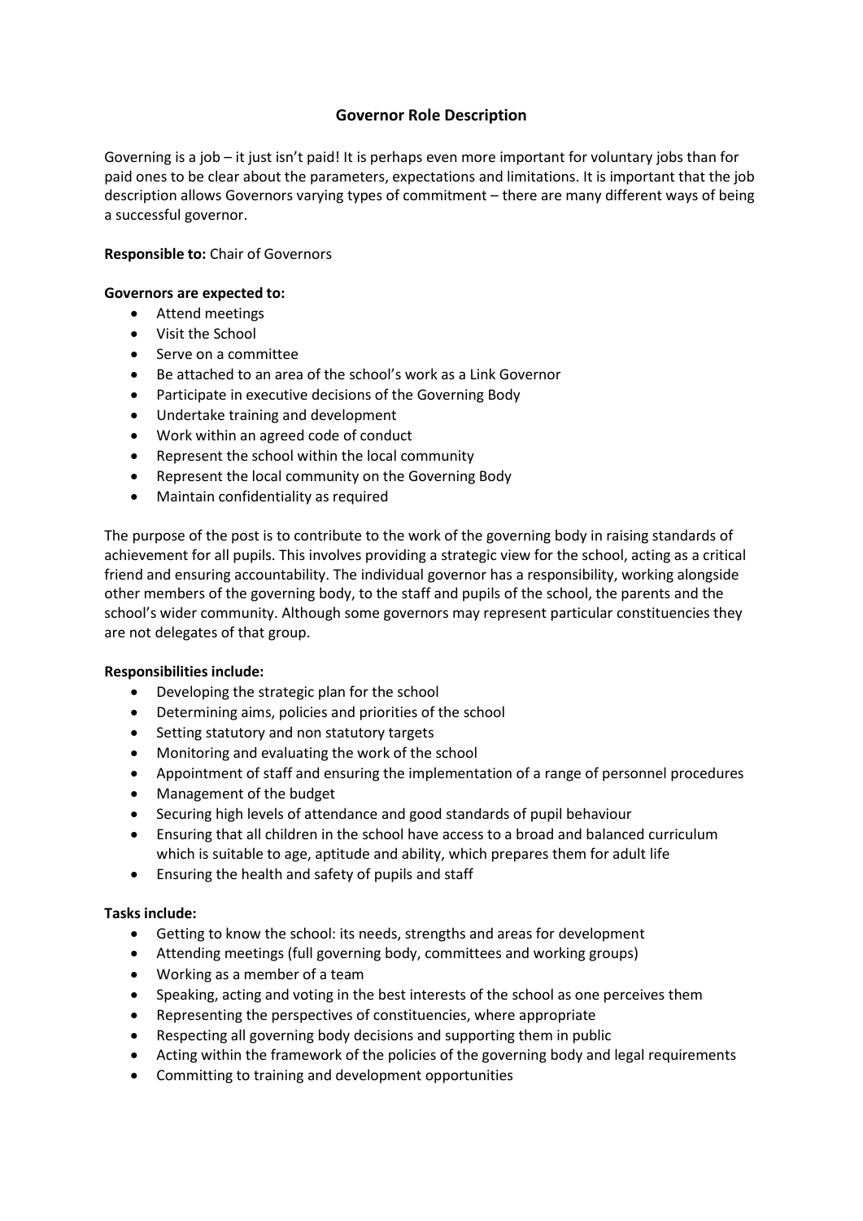# Governor Role Description

Governing is a job – it just isn't paid! It is perhaps even more important for voluntary jobs than for paid ones to be clear about the parameters, expectations and limitations. It is important that the job description allows Governors varying types of commitment – there are many different ways of being a successful governor.

**Responsible to:** Chair of Governors

**Governors are expected to:**

- Attend meetings
- Visit the School
- Serve on a committee
- Be attached to an area of the school's work as a Link Governor
- Participate in executive decisions of the Governing Body
- Undertake training and development
- Work within an agreed code of conduct
- Represent the school within the local community
- Represent the local community on the Governing Body
- Maintain confidentiality as required

The purpose of the post is to contribute to the work of the governing body in raising standards of achievement for all pupils. This involves providing a strategic view for the school, acting as a critical friend and ensuring accountability. The individual governor has a responsibility, working alongside other members of the governing body, to the staff and pupils of the school, the parents and the school's wider community. Although some governors may represent particular constituencies they are not delegates of that group.

**Responsibilities include:**

- Developing the strategic plan for the school
- Determining aims, policies and priorities of the school
- Setting statutory and non statutory targets
- Monitoring and evaluating the work of the school
- Appointment of staff and ensuring the implementation of a range of personnel procedures
- Management of the budget
- Securing high levels of attendance and good standards of pupil behaviour
- Ensuring that all children in the school have access to a broad and balanced curriculum which is suitable to age, aptitude and ability, which prepares them for adult life
- Ensuring the health and safety of pupils and staff

**Tasks include:**

- Getting to know the school: its needs, strengths and areas for development
- Attending meetings (full governing body, committees and working groups)
- Working as a member of a team
- Speaking, acting and voting in the best interests of the school as one perceives them
- Representing the perspectives of constituencies, where appropriate
- Respecting all governing body decisions and supporting them in public
- Acting within the framework of the policies of the governing body and legal requirements
- Committing to training and development opportunities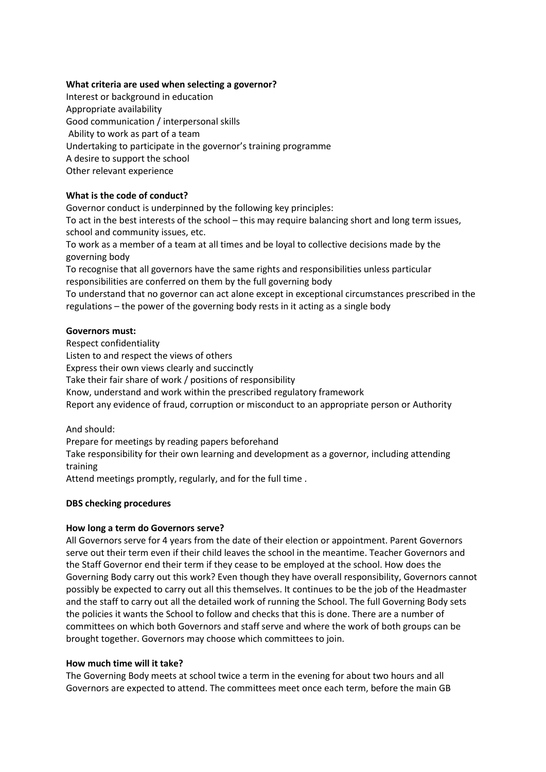**What criteria are used when selecting a governor?**

Interest or background in education
Appropriate availability
Good communication / interpersonal skills
Ability to work as part of a team
Undertaking to participate in the governor's training programme
A desire to support the school
Other relevant experience

**What is the code of conduct?**

Governor conduct is underpinned by the following key principles:
To act in the best interests of the school – this may require balancing short and long term issues, school and community issues, etc.
To work as a member of a team at all times and be loyal to collective decisions made by the governing body
To recognise that all governors have the same rights and responsibilities unless particular responsibilities are conferred on them by the full governing body
To understand that no governor can act alone except in exceptional circumstances prescribed in the regulations – the power of the governing body rests in it acting as a single body

**Governors must:**

Respect confidentiality
Listen to and respect the views of others
Express their own views clearly and succinctly
Take their fair share of work / positions of responsibility
Know, understand and work within the prescribed regulatory framework
Report any evidence of fraud, corruption or misconduct to an appropriate person or Authority

And should:
Prepare for meetings by reading papers beforehand
Take responsibility for their own learning and development as a governor, including attending training
Attend meetings promptly, regularly, and for the full time .

**DBS checking procedures**

**How long a term do Governors serve?**

All Governors serve for 4 years from the date of their election or appointment. Parent Governors serve out their term even if their child leaves the school in the meantime. Teacher Governors and the Staff Governor end their term if they cease to be employed at the school. How does the Governing Body carry out this work? Even though they have overall responsibility, Governors cannot possibly be expected to carry out all this themselves. It continues to be the job of the Headmaster and the staff to carry out all the detailed work of running the School. The full Governing Body sets the policies it wants the School to follow and checks that this is done. There are a number of committees on which both Governors and staff serve and where the work of both groups can be brought together. Governors may choose which committees to join.

**How much time will it take?**

The Governing Body meets at school twice a term in the evening for about two hours and all Governors are expected to attend. The committees meet once each term, before the main GB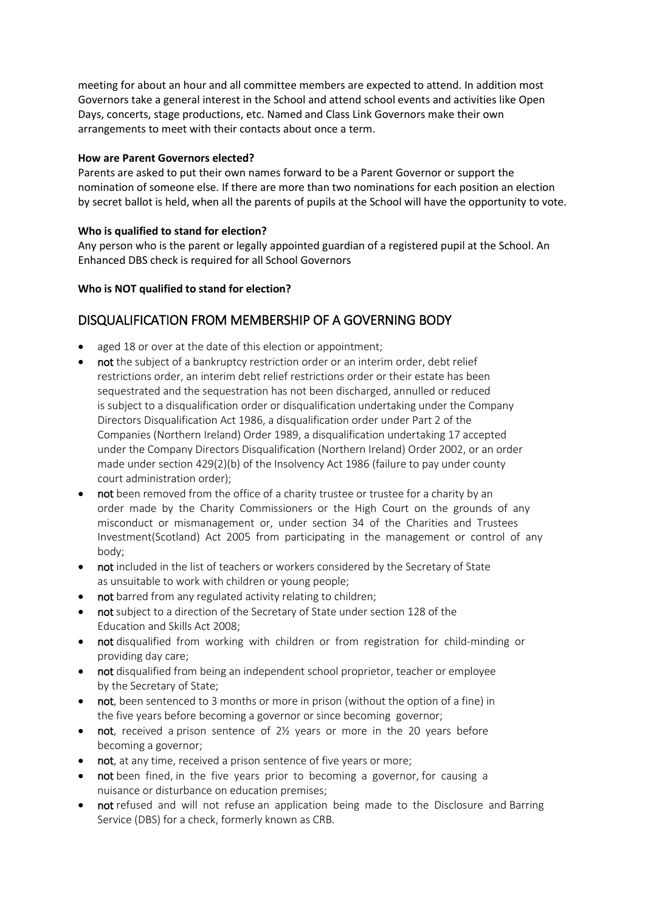meeting for about an hour and all committee members are expected to attend. In addition most Governors take a general interest in the School and attend school events and activities like Open Days, concerts, stage productions, etc. Named and Class Link Governors make their own arrangements to meet with their contacts about once a term.

**How are Parent Governors elected?**
Parents are asked to put their own names forward to be a Parent Governor or support the nomination of someone else. If there are more than two nominations for each position an election by secret ballot is held, when all the parents of pupils at the School will have the opportunity to vote.

**Who is qualified to stand for election?**
Any person who is the parent or legally appointed guardian of a registered pupil at the School. An Enhanced DBS check is required for all School Governors

**Who is NOT qualified to stand for election?**

## DISQUALIFICATION FROM MEMBERSHIP OF A GOVERNING BODY

- aged 18 or over at the date of this election or appointment;
- **not** the subject of a bankruptcy restriction order or an interim order, debt relief restrictions order, an interim debt relief restrictions order or their estate has been sequestrated and the sequestration has not been discharged, annulled or reduced is subject to a disqualification order or disqualification undertaking under the Company Directors Disqualification Act 1986, a disqualification order under Part 2 of the Companies (Northern Ireland) Order 1989, a disqualification undertaking 17 accepted under the Company Directors Disqualification (Northern Ireland) Order 2002, or an order made under section 429(2)(b) of the Insolvency Act 1986 (failure to pay under county court administration order);
- **not** been removed from the office of a charity trustee or trustee for a charity by an order made by the Charity Commissioners or the High Court on the grounds of any misconduct or mismanagement or, under section 34 of the Charities and Trustees Investment(Scotland) Act 2005 from participating in the management or control of any body;
- **not** included in the list of teachers or workers considered by the Secretary of State as unsuitable to work with children or young people;
- **not** barred from any regulated activity relating to children;
- **not** subject to a direction of the Secretary of State under section 128 of the Education and Skills Act 2008;
- **not** disqualified from working with children or from registration for child-minding or providing day care;
- **not** disqualified from being an independent school proprietor, teacher or employee by the Secretary of State;
- **not**, been sentenced to 3 months or more in prison (without the option of a fine) in the five years before becoming a governor or since becoming governor;
- **not**, received a prison sentence of 2½ years or more in the 20 years before becoming a governor;
- **not**, at any time, received a prison sentence of five years or more;
- **not** been fined, in the five years prior to becoming a governor, for causing a nuisance or disturbance on education premises;
- **not** refused and will not refuse an application being made to the Disclosure and Barring Service (DBS) for a check, formerly known as CRB.